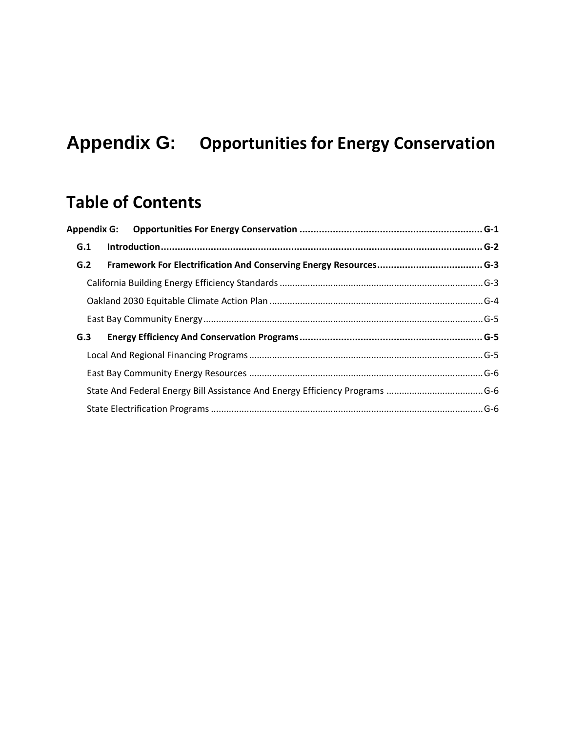# Appendix G: Opportunities for Energy Conservation

## Table of Contents

**Appendix G: Opportunities For Energy Conservation .................................................................. G-1**

- **G.1 Introduction .................................................................................................................. G-2**
- **G.2 Framework For Electrification And Conserving Energy Resources ..................................... G-3**
  - California Building Energy Efficiency Standards ................................................................................ G-3
  - Oakland 2030 Equitable Climate Action Plan ..................................................................................... G-4
  - East Bay Community Energy ............................................................................................................. G-5
- **G.3 Energy Efficiency And Conservation Programs ................................................................. G-5**
  - Local And Regional Financing Programs ........................................................................................... G-5
  - East Bay Community Energy Resources ........................................................................................... G-6
  - State And Federal Energy Bill Assistance And Energy Efficiency Programs ...................................... G-6
  - State Electrification Programs .......................................................................................................... G-6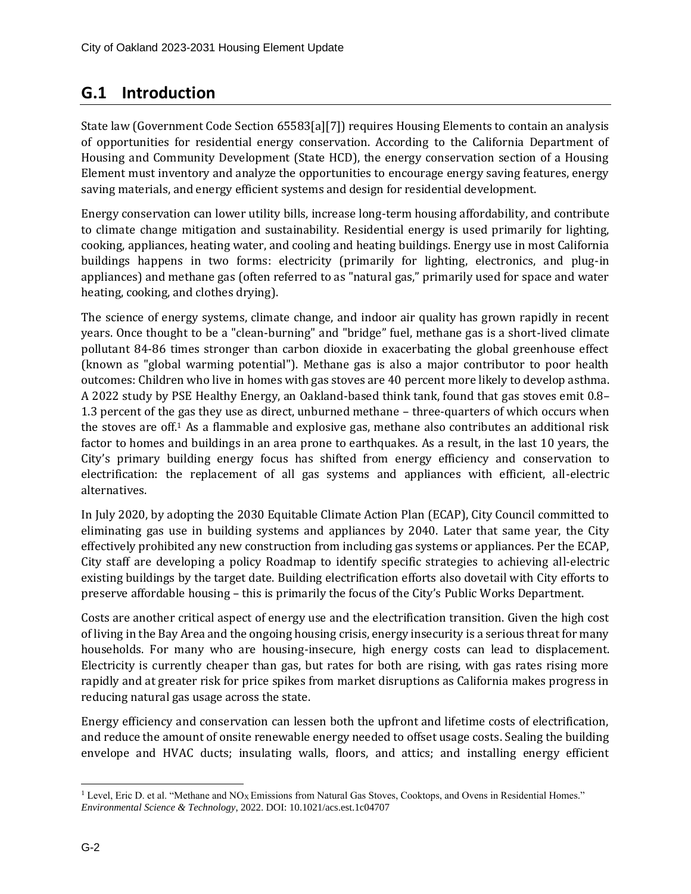## G.1 Introduction

State law (Government Code Section 65583[a][7]) requires Housing Elements to contain an analysis of opportunities for residential energy conservation. According to the California Department of Housing and Community Development (State HCD), the energy conservation section of a Housing Element must inventory and analyze the opportunities to encourage energy saving features, energy saving materials, and energy efficient systems and design for residential development.

Energy conservation can lower utility bills, increase long-term housing affordability, and contribute to climate change mitigation and sustainability. Residential energy is used primarily for lighting, cooking, appliances, heating water, and cooling and heating buildings. Energy use in most California buildings happens in two forms: electricity (primarily for lighting, electronics, and plug-in appliances) and methane gas (often referred to as "natural gas," primarily used for space and water heating, cooking, and clothes drying).

The science of energy systems, climate change, and indoor air quality has grown rapidly in recent years. Once thought to be a "clean-burning" and "bridge" fuel, methane gas is a short-lived climate pollutant 84-86 times stronger than carbon dioxide in exacerbating the global greenhouse effect (known as "global warming potential"). Methane gas is also a major contributor to poor health outcomes: Children who live in homes with gas stoves are 40 percent more likely to develop asthma. A 2022 study by PSE Healthy Energy, an Oakland-based think tank, found that gas stoves emit 0.8–1.3 percent of the gas they use as direct, unburned methane – three-quarters of which occurs when the stoves are off.[1] As a flammable and explosive gas, methane also contributes an additional risk factor to homes and buildings in an area prone to earthquakes. As a result, in the last 10 years, the City's primary building energy focus has shifted from energy efficiency and conservation to electrification: the replacement of all gas systems and appliances with efficient, all-electric alternatives.

In July 2020, by adopting the 2030 Equitable Climate Action Plan (ECAP), City Council committed to eliminating gas use in building systems and appliances by 2040. Later that same year, the City effectively prohibited any new construction from including gas systems or appliances. Per the ECAP, City staff are developing a policy Roadmap to identify specific strategies to achieving all-electric existing buildings by the target date. Building electrification efforts also dovetail with City efforts to preserve affordable housing – this is primarily the focus of the City's Public Works Department.

Costs are another critical aspect of energy use and the electrification transition. Given the high cost of living in the Bay Area and the ongoing housing crisis, energy insecurity is a serious threat for many households. For many who are housing-insecure, high energy costs can lead to displacement. Electricity is currently cheaper than gas, but rates for both are rising, with gas rates rising more rapidly and at greater risk for price spikes from market disruptions as California makes progress in reducing natural gas usage across the state.

Energy efficiency and conservation can lessen both the upfront and lifetime costs of electrification, and reduce the amount of onsite renewable energy needed to offset usage costs. Sealing the building envelope and HVAC ducts; insulating walls, floors, and attics; and installing energy efficient

[1] Level, Eric D. et al. "Methane and $NO_X$ Emissions from Natural Gas Stoves, Cooktops, and Ovens in Residential Homes." *Environmental Science & Technology*, 2022. DOI: 10.1021/acs.est.1c04707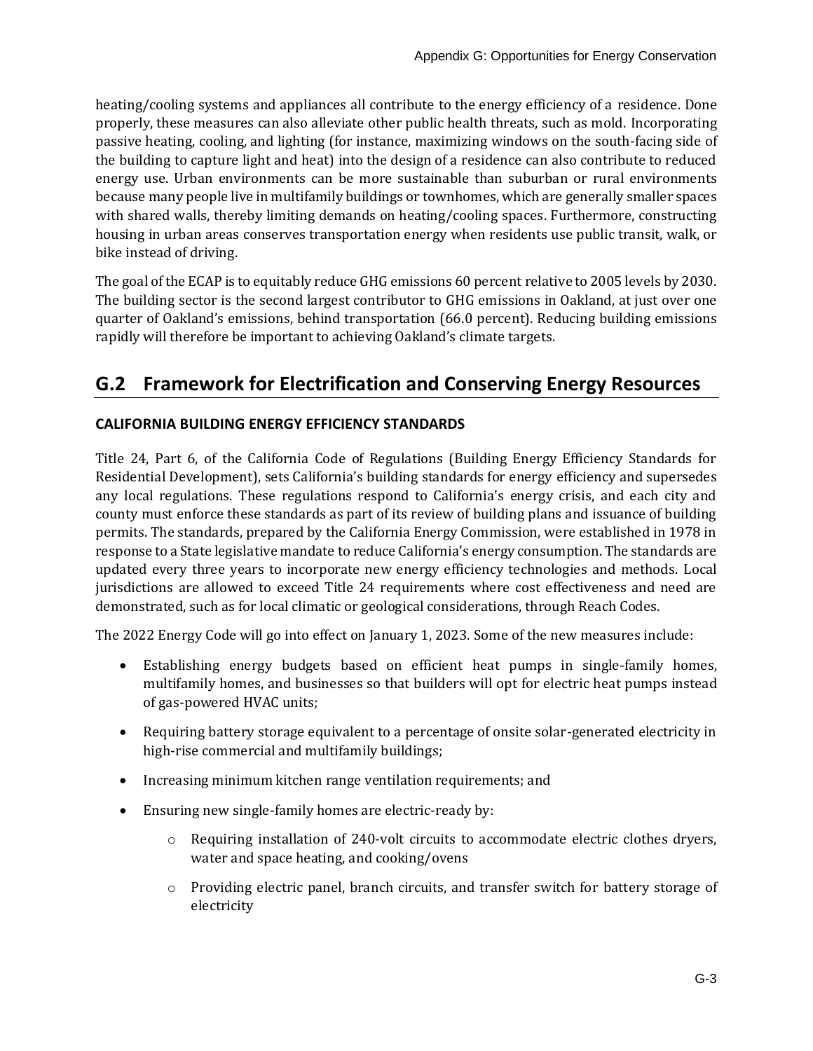heating/cooling systems and appliances all contribute to the energy efficiency of a residence. Done properly, these measures can also alleviate other public health threats, such as mold. Incorporating passive heating, cooling, and lighting (for instance, maximizing windows on the south-facing side of the building to capture light and heat) into the design of a residence can also contribute to reduced energy use. Urban environments can be more sustainable than suburban or rural environments because many people live in multifamily buildings or townhomes, which are generally smaller spaces with shared walls, thereby limiting demands on heating/cooling spaces. Furthermore, constructing housing in urban areas conserves transportation energy when residents use public transit, walk, or bike instead of driving.

The goal of the ECAP is to equitably reduce GHG emissions 60 percent relative to 2005 levels by 2030. The building sector is the second largest contributor to GHG emissions in Oakland, at just over one quarter of Oakland's emissions, behind transportation (66.0 percent). Reducing building emissions rapidly will therefore be important to achieving Oakland's climate targets.

## G.2 Framework for Electrification and Conserving Energy Resources

### CALIFORNIA BUILDING ENERGY EFFICIENCY STANDARDS

Title 24, Part 6, of the California Code of Regulations (Building Energy Efficiency Standards for Residential Development), sets California's building standards for energy efficiency and supersedes any local regulations. These regulations respond to California's energy crisis, and each city and county must enforce these standards as part of its review of building plans and issuance of building permits. The standards, prepared by the California Energy Commission, were established in 1978 in response to a State legislative mandate to reduce California's energy consumption. The standards are updated every three years to incorporate new energy efficiency technologies and methods. Local jurisdictions are allowed to exceed Title 24 requirements where cost effectiveness and need are demonstrated, such as for local climatic or geological considerations, through Reach Codes.

The 2022 Energy Code will go into effect on January 1, 2023. Some of the new measures include:

- Establishing energy budgets based on efficient heat pumps in single-family homes, multifamily homes, and businesses so that builders will opt for electric heat pumps instead of gas-powered HVAC units;
- Requiring battery storage equivalent to a percentage of onsite solar-generated electricity in high-rise commercial and multifamily buildings;
- Increasing minimum kitchen range ventilation requirements; and
- Ensuring new single-family homes are electric-ready by:
  - Requiring installation of 240-volt circuits to accommodate electric clothes dryers, water and space heating, and cooking/ovens
  - Providing electric panel, branch circuits, and transfer switch for battery storage of electricity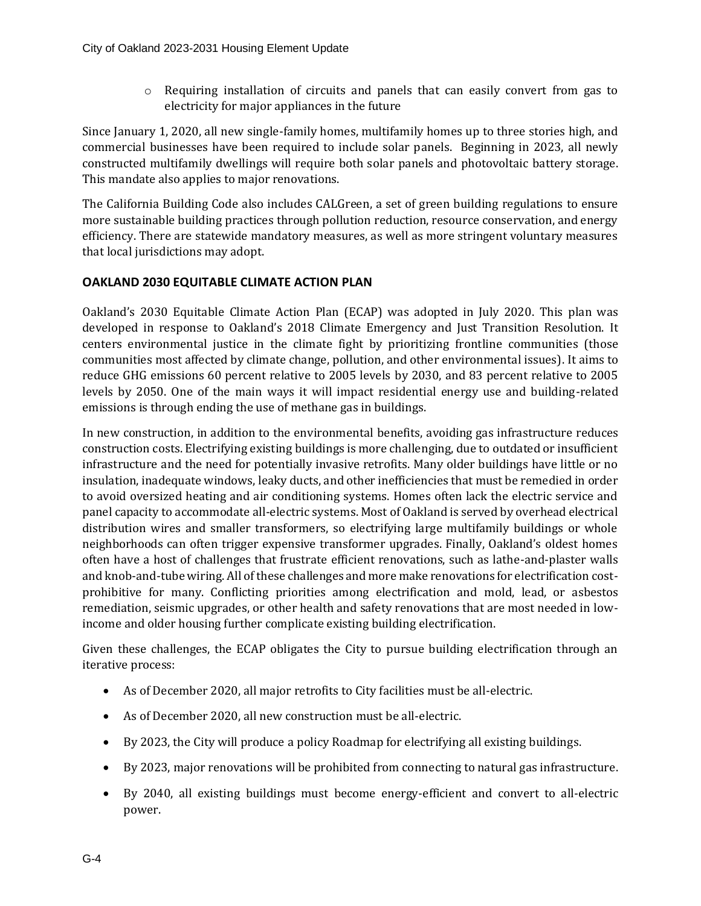- Requiring installation of circuits and panels that can easily convert from gas to electricity for major appliances in the future

Since January 1, 2020, all new single-family homes, multifamily homes up to three stories high, and commercial businesses have been required to include solar panels. Beginning in 2023, all newly constructed multifamily dwellings will require both solar panels and photovoltaic battery storage. This mandate also applies to major renovations.

The California Building Code also includes CALGreen, a set of green building regulations to ensure more sustainable building practices through pollution reduction, resource conservation, and energy efficiency. There are statewide mandatory measures, as well as more stringent voluntary measures that local jurisdictions may adopt.

## OAKLAND 2030 EQUITABLE CLIMATE ACTION PLAN

Oakland's 2030 Equitable Climate Action Plan (ECAP) was adopted in July 2020. This plan was developed in response to Oakland's 2018 Climate Emergency and Just Transition Resolution. It centers environmental justice in the climate fight by prioritizing frontline communities (those communities most affected by climate change, pollution, and other environmental issues). It aims to reduce GHG emissions 60 percent relative to 2005 levels by 2030, and 83 percent relative to 2005 levels by 2050. One of the main ways it will impact residential energy use and building-related emissions is through ending the use of methane gas in buildings.

In new construction, in addition to the environmental benefits, avoiding gas infrastructure reduces construction costs. Electrifying existing buildings is more challenging, due to outdated or insufficient infrastructure and the need for potentially invasive retrofits. Many older buildings have little or no insulation, inadequate windows, leaky ducts, and other inefficiencies that must be remedied in order to avoid oversized heating and air conditioning systems. Homes often lack the electric service and panel capacity to accommodate all-electric systems. Most of Oakland is served by overhead electrical distribution wires and smaller transformers, so electrifying large multifamily buildings or whole neighborhoods can often trigger expensive transformer upgrades. Finally, Oakland's oldest homes often have a host of challenges that frustrate efficient renovations, such as lathe-and-plaster walls and knob-and-tube wiring. All of these challenges and more make renovations for electrification cost-prohibitive for many. Conflicting priorities among electrification and mold, lead, or asbestos remediation, seismic upgrades, or other health and safety renovations that are most needed in low-income and older housing further complicate existing building electrification.

Given these challenges, the ECAP obligates the City to pursue building electrification through an iterative process:

- As of December 2020, all major retrofits to City facilities must be all-electric.
- As of December 2020, all new construction must be all-electric.
- By 2023, the City will produce a policy Roadmap for electrifying all existing buildings.
- By 2023, major renovations will be prohibited from connecting to natural gas infrastructure.
- By 2040, all existing buildings must become energy-efficient and convert to all-electric power.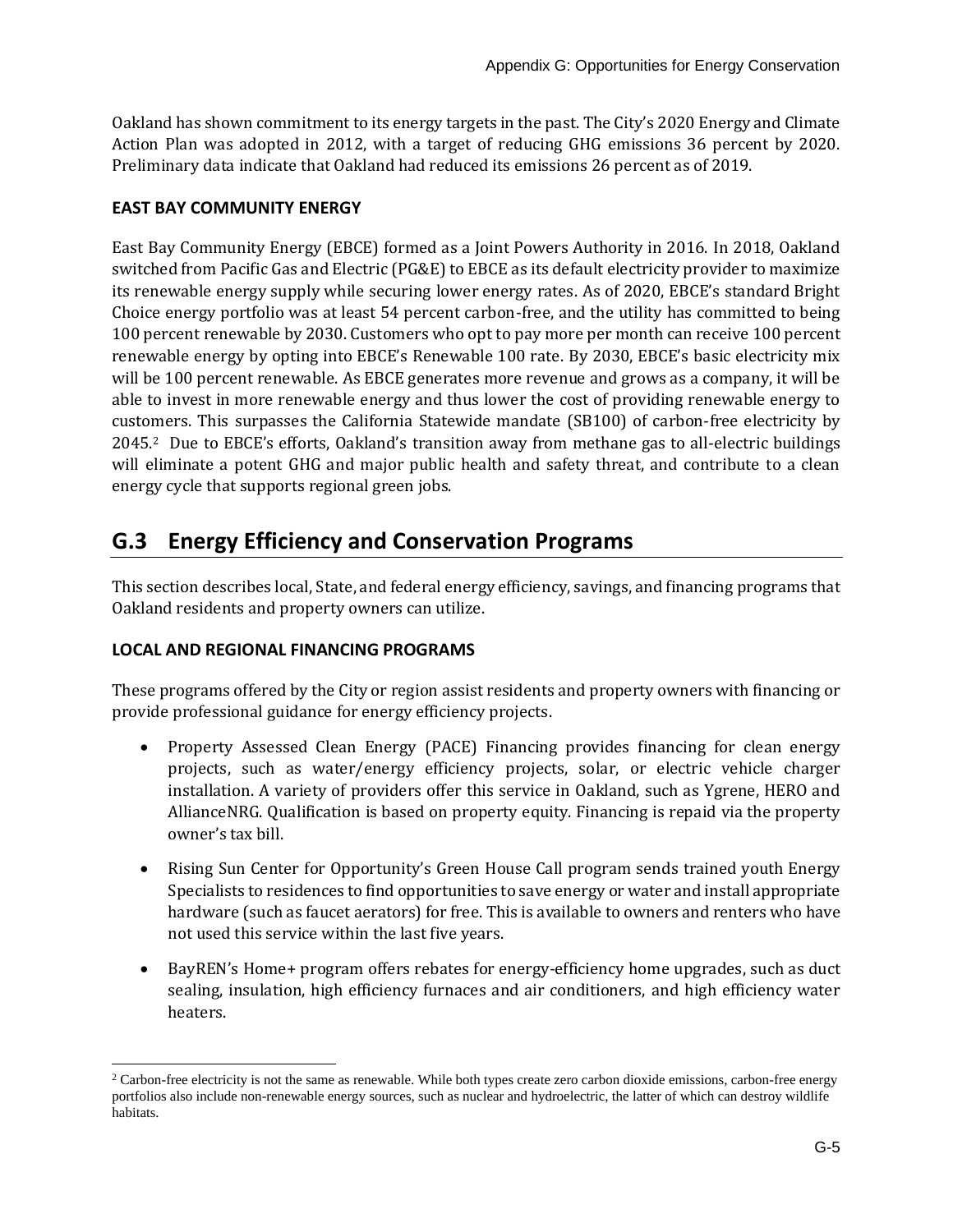Oakland has shown commitment to its energy targets in the past. The City's 2020 Energy and Climate Action Plan was adopted in 2012, with a target of reducing GHG emissions 36 percent by 2020. Preliminary data indicate that Oakland had reduced its emissions 26 percent as of 2019.

**EAST BAY COMMUNITY ENERGY**

East Bay Community Energy (EBCE) formed as a Joint Powers Authority in 2016. In 2018, Oakland switched from Pacific Gas and Electric (PG&E) to EBCE as its default electricity provider to maximize its renewable energy supply while securing lower energy rates. As of 2020, EBCE's standard Bright Choice energy portfolio was at least 54 percent carbon-free, and the utility has committed to being 100 percent renewable by 2030. Customers who opt to pay more per month can receive 100 percent renewable energy by opting into EBCE's Renewable 100 rate. By 2030, EBCE's basic electricity mix will be 100 percent renewable. As EBCE generates more revenue and grows as a company, it will be able to invest in more renewable energy and thus lower the cost of providing renewable energy to customers. This surpasses the California Statewide mandate (SB100) of carbon-free electricity by 2045.[2] Due to EBCE's efforts, Oakland's transition away from methane gas to all-electric buildings will eliminate a potent GHG and major public health and safety threat, and contribute to a clean energy cycle that supports regional green jobs.

## G.3 Energy Efficiency and Conservation Programs

This section describes local, State, and federal energy efficiency, savings, and financing programs that Oakland residents and property owners can utilize.

**LOCAL AND REGIONAL FINANCING PROGRAMS**

These programs offered by the City or region assist residents and property owners with financing or provide professional guidance for energy efficiency projects.

- Property Assessed Clean Energy (PACE) Financing provides financing for clean energy projects, such as water/energy efficiency projects, solar, or electric vehicle charger installation. A variety of providers offer this service in Oakland, such as Ygrene, HERO and AllianceNRG. Qualification is based on property equity. Financing is repaid via the property owner's tax bill.
- Rising Sun Center for Opportunity's Green House Call program sends trained youth Energy Specialists to residences to find opportunities to save energy or water and install appropriate hardware (such as faucet aerators) for free. This is available to owners and renters who have not used this service within the last five years.
- BayREN's Home+ program offers rebates for energy-efficiency home upgrades, such as duct sealing, insulation, high efficiency furnaces and air conditioners, and high efficiency water heaters.

[2] Carbon-free electricity is not the same as renewable. While both types create zero carbon dioxide emissions, carbon-free energy portfolios also include non-renewable energy sources, such as nuclear and hydroelectric, the latter of which can destroy wildlife habitats.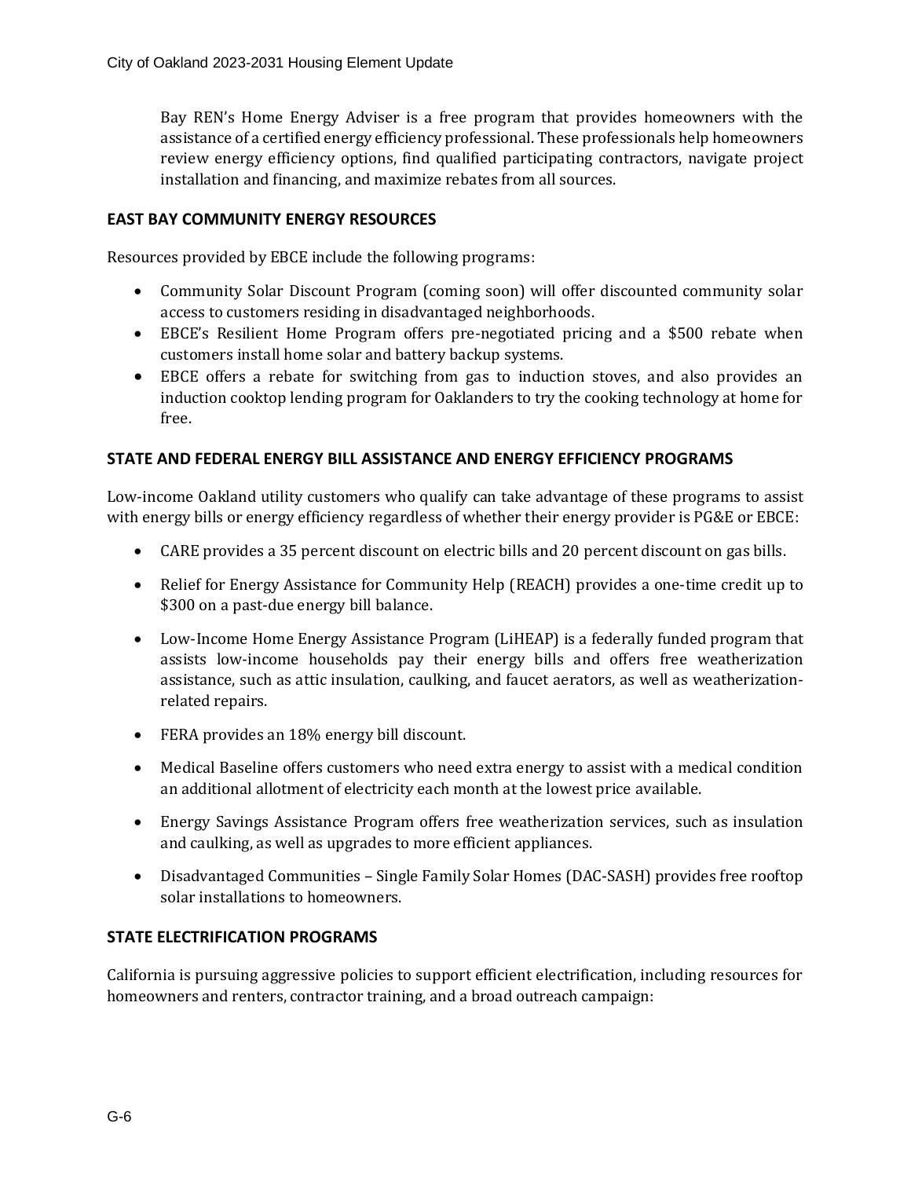Bay REN's Home Energy Adviser is a free program that provides homeowners with the assistance of a certified energy efficiency professional. These professionals help homeowners review energy efficiency options, find qualified participating contractors, navigate project installation and financing, and maximize rebates from all sources.

### EAST BAY COMMUNITY ENERGY RESOURCES

Resources provided by EBCE include the following programs:

- Community Solar Discount Program (coming soon) will offer discounted community solar access to customers residing in disadvantaged neighborhoods.
- EBCE's Resilient Home Program offers pre-negotiated pricing and a $500 rebate when customers install home solar and battery backup systems.
- EBCE offers a rebate for switching from gas to induction stoves, and also provides an induction cooktop lending program for Oaklanders to try the cooking technology at home for free.

### STATE AND FEDERAL ENERGY BILL ASSISTANCE AND ENERGY EFFICIENCY PROGRAMS

Low-income Oakland utility customers who qualify can take advantage of these programs to assist with energy bills or energy efficiency regardless of whether their energy provider is PG&E or EBCE:

- CARE provides a 35 percent discount on electric bills and 20 percent discount on gas bills.
- Relief for Energy Assistance for Community Help (REACH) provides a one-time credit up to $300 on a past-due energy bill balance.
- Low-Income Home Energy Assistance Program (LiHEAP) is a federally funded program that assists low-income households pay their energy bills and offers free weatherization assistance, such as attic insulation, caulking, and faucet aerators, as well as weatherization-related repairs.
- FERA provides an 18% energy bill discount.
- Medical Baseline offers customers who need extra energy to assist with a medical condition an additional allotment of electricity each month at the lowest price available.
- Energy Savings Assistance Program offers free weatherization services, such as insulation and caulking, as well as upgrades to more efficient appliances.
- Disadvantaged Communities – Single Family Solar Homes (DAC-SASH) provides free rooftop solar installations to homeowners.

### STATE ELECTRIFICATION PROGRAMS

California is pursuing aggressive policies to support efficient electrification, including resources for homeowners and renters, contractor training, and a broad outreach campaign: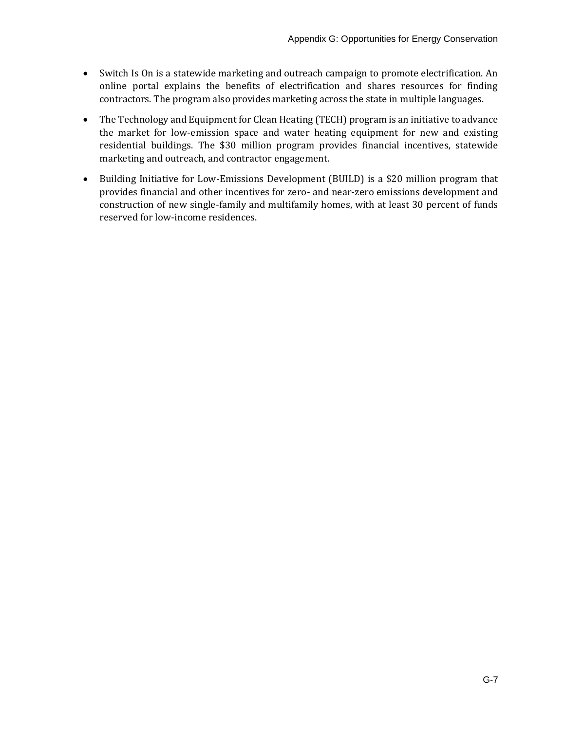- Switch Is On is a statewide marketing and outreach campaign to promote electrification. An online portal explains the benefits of electrification and shares resources for finding contractors. The program also provides marketing across the state in multiple languages.
- The Technology and Equipment for Clean Heating (TECH) program is an initiative to advance the market for low-emission space and water heating equipment for new and existing residential buildings. The $30 million program provides financial incentives, statewide marketing and outreach, and contractor engagement.
- Building Initiative for Low-Emissions Development (BUILD) is a $20 million program that provides financial and other incentives for zero- and near-zero emissions development and construction of new single-family and multifamily homes, with at least 30 percent of funds reserved for low-income residences.